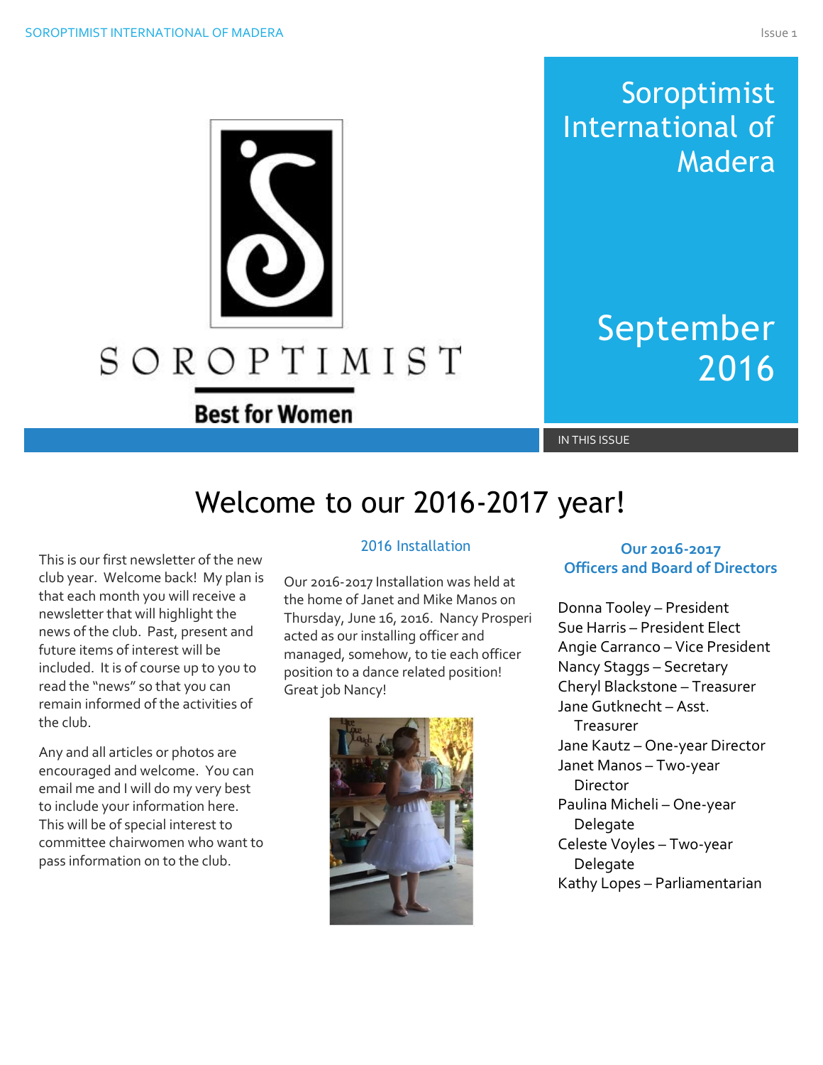# Soroptimist International of Madera

## September 2016

SOROPTIMIST

Best for Women

IN THIS ISSUE

# Welcome to our 2016-2017 year!

This is our first newsletter of the new club year. Welcome back! My plan is that each month you will receive a newsletter that will highlight the news of the club. Past, present and future items of interest will be included. It is of course up to you to read the "news" so that you can remain informed of the activities of the club.

Any and all articles or photos are encouraged and welcome. You can email me and I will do my very best to include your information here. This will be of special interest to committee chairwomen who want to pass information on to the club.

### 2016 Installation

Our 2016-2017 Installation was held at the home of Janet and Mike Manos on Thursday, June 16, 2016. Nancy Prosperi acted as our installing officer and managed, somehow, to tie each officer position to a dance related position! Great job Nancy!

### Our 2016-2017 Officers and Board of Directors

- Donna Tooley – President
- Sue Harris – President Elect
- Angie Carranco – Vice President
- Nancy Staggs – Secretary
- Cheryl Blackstone – Treasurer
- Jane Gutknecht – Asst. Treasurer
- Jane Kautz – One-year Director
- Janet Manos – Two-year Director
- Paulina Micheli – One-year Delegate
- Celeste Voyles – Two-year Delegate
- Kathy Lopes – Parliamentarian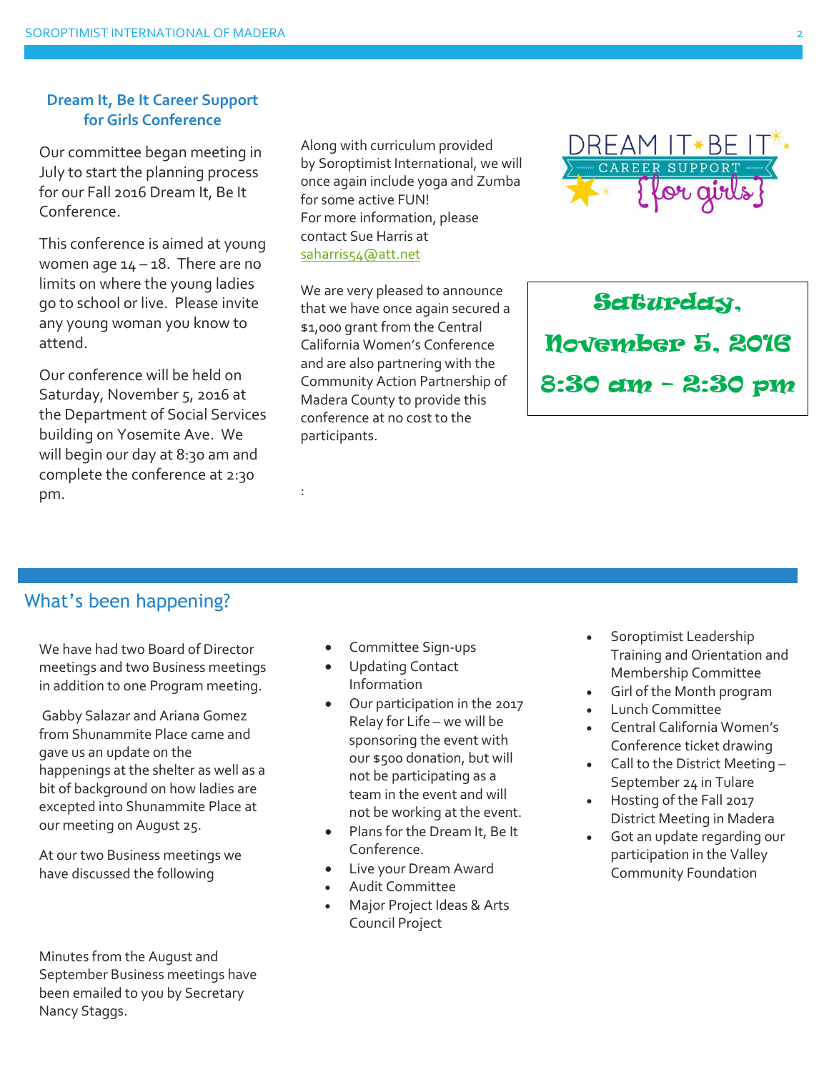## Dream It, Be It Career Support for Girls Conference

Our committee began meeting in July to start the planning process for our Fall 2016 Dream It, Be It Conference.

This conference is aimed at young women age 14 – 18. There are no limits on where the young ladies go to school or live. Please invite any young woman you know to attend.

Our conference will be held on Saturday, November 5, 2016 at the Department of Social Services building on Yosemite Ave. We will begin our day at 8:30 am and complete the conference at 2:30 pm.

Along with curriculum provided by Soroptimist International, we will once again include yoga and Zumba for some active FUN! For more information, please contact Sue Harris at saharris54@att.net

We are very pleased to announce that we have once again secured a $1,000 grant from the Central California Women's Conference and are also partnering with the Community Action Partnership of Madera County to provide this conference at no cost to the participants.

DREAM IT BE IT CAREER SUPPORT {for girls}

**Saturday, November 5, 2016**

**8:30 am – 2:30 pm**

## What's been happening?

We have had two Board of Director meetings and two Business meetings in addition to one Program meeting.

Gabby Salazar and Ariana Gomez from Shunammite Place came and gave us an update on the happenings at the shelter as well as a bit of background on how ladies are excepted into Shunammite Place at our meeting on August 25.

At our two Business meetings we have discussed the following

- Committee Sign-ups
- Updating Contact Information
- Our participation in the 2017 Relay for Life – we will be sponsoring the event with our $500 donation, but will not be participating as a team in the event and will not be working at the event.
- Plans for the Dream It, Be It Conference.
- Live your Dream Award
- Audit Committee
- Major Project Ideas & Arts Council Project
- Soroptimist Leadership Training and Orientation and Membership Committee
- Girl of the Month program
- Lunch Committee
- Central California Women's Conference ticket drawing
- Call to the District Meeting – September 24 in Tulare
- Hosting of the Fall 2017 District Meeting in Madera
- Got an update regarding our participation in the Valley Community Foundation

Minutes from the August and September Business meetings have been emailed to you by Secretary Nancy Staggs.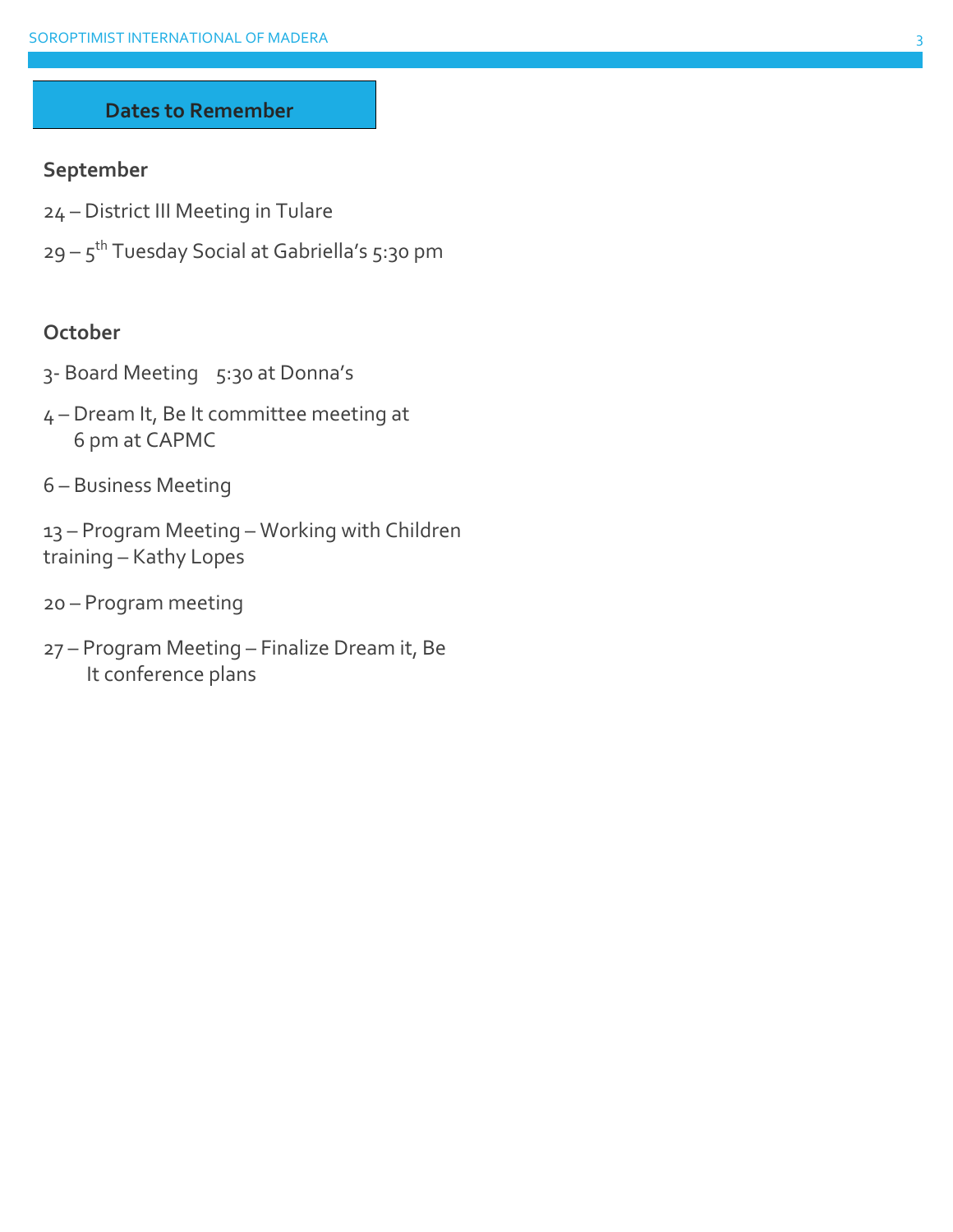## Dates to Remember

**September**

24 – District III Meeting in Tulare

29 – 5th Tuesday Social at Gabriella's 5:30 pm

**October**

3- Board Meeting 5:30 at Donna's

4 – Dream It, Be It committee meeting at 6 pm at CAPMC

6 – Business Meeting

13 – Program Meeting – Working with Children training – Kathy Lopes

20 – Program meeting

27 – Program Meeting – Finalize Dream it, Be It conference plans